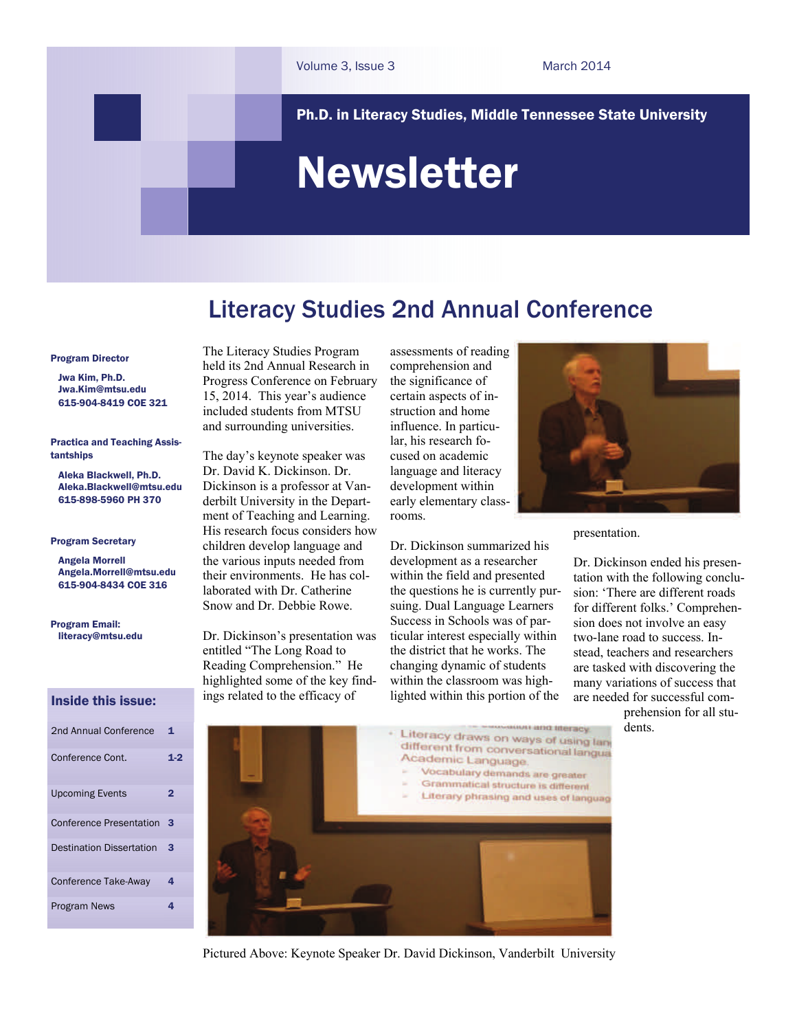# Ph.D. in Literacy Studies, Middle Tennessee State University

# Newsletter

## Literacy Studies 2nd Annual Conference

**Program Director**

**Jwa Kim, Ph.D.**
**Jwa.Kim@mtsu.edu**
**615-904-8419 COE 321**

**Practica and Teaching Assistantships**

**Aleka Blackwell, Ph.D.**
**Aleka.Blackwell@mtsu.edu**
**615-898-5960 PH 370**

**Program Secretary**

**Angela Morrell**
**Angela.Morrell@mtsu.edu**
**615-904-8434 COE 316**

**Program Email:**
**literacy@mtsu.edu**

### Inside this issue:

| | |
|---|---|
| 2nd Annual Conference | 1 |
| Conference Cont. | 1-2 |
| Upcoming Events | 2 |
| Conference Presentation | 3 |
| Destination Dissertation | 3 |
| Conference Take-Away | 4 |
| Program News | 4 |

The Literacy Studies Program held its 2nd Annual Research in Progress Conference on February 15, 2014. This year's audience included students from MTSU and surrounding universities.

The day's keynote speaker was Dr. David K. Dickinson. Dr. Dickinson is a professor at Vanderbilt University in the Department of Teaching and Learning. His research focus considers how children develop language and the various inputs needed from their environments. He has collaborated with Dr. Catherine Snow and Dr. Debbie Rowe.

Dr. Dickinson's presentation was entitled "The Long Road to Reading Comprehension." He highlighted some of the key findings related to the efficacy of assessments of reading comprehension and the significance of certain aspects of instruction and home influence. In particular, his research focused on academic language and literacy development within early elementary classrooms.

Dr. Dickinson summarized his development as a researcher within the field and presented the questions he is currently pursuing. Dual Language Learners Success in Schools was of particular interest especially within the district that he works. The changing dynamic of students within the classroom was highlighted within this portion of the presentation.

Dr. Dickinson ended his presentation with the following conclusion: 'There are different roads for different folks.' Comprehension does not involve an easy two-lane road to success. Instead, teachers and researchers are tasked with discovering the many variations of success that are needed for successful comprehension for all students.

Pictured Above: Keynote Speaker Dr. David Dickinson, Vanderbilt University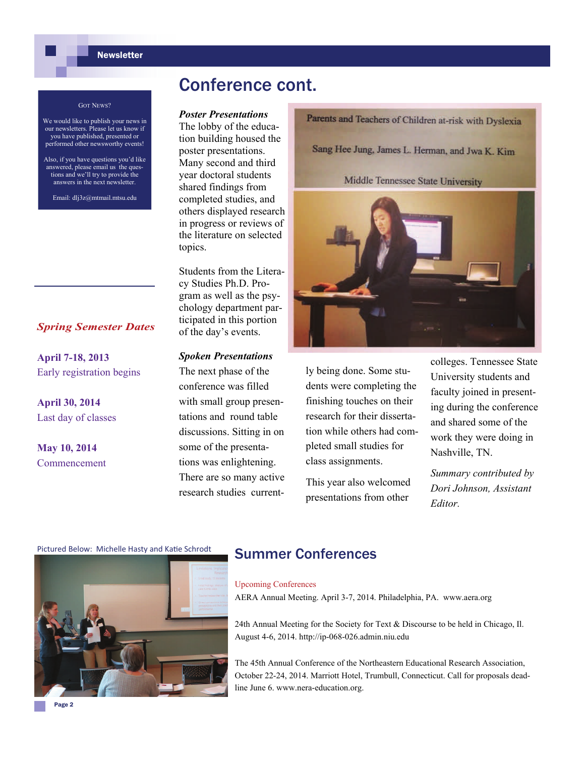## Conference cont.

**Got News?**

We would like to publish your news in our newsletters. Please let us know if you have published, presented or performed other newsworthy events!

Also, if you have questions you'd like answered, please email us the questions and we'll try to provide the answers in the next newsletter.

Email: dlj3z@mtmail.mtsu.edu

***Spring Semester Dates***

**April 7-18, 2013**
Early registration begins

**April 30, 2014**
Last day of classes

**May 10, 2014**
Commencement

***Poster Presentations***

The lobby of the education building housed the poster presentations. Many second and third year doctoral students shared findings from completed studies, and others displayed research in progress or reviews of the literature on selected topics.

Students from the Literacy Studies Ph.D. Program as well as the psychology department participated in this portion of the day's events.

***Spoken Presentations***

The next phase of the conference was filled with small group presentations and round table discussions. Sitting in on some of the presentations was enlightening. There are so many active research studies currently being done. Some students were completing the finishing touches on their research for their dissertation while others had completed small studies for class assignments.

This year also welcomed presentations from other colleges. Tennessee State University students and faculty joined in presenting during the conference and shared some of the work they were doing in Nashville, TN.

*Summary contributed by Dori Johnson, Assistant Editor.*

Parents and Teachers of Children at-risk with Dyslexia

Sang Hee Jung, James L. Herman, and Jwa K. Kim

Middle Tennessee State University

Pictured Below: Michelle Hasty and Katie Schrodt

## Summer Conferences

Upcoming Conferences

AERA Annual Meeting. April 3-7, 2014. Philadelphia, PA. www.aera.org

24th Annual Meeting for the Society for Text & Discourse to be held in Chicago, Il. August 4-6, 2014. http://ip-068-026.admin.niu.edu

The 45th Annual Conference of the Northeastern Educational Research Association, October 22-24, 2014. Marriott Hotel, Trumbull, Connecticut. Call for proposals deadline June 6. www.nera-education.org.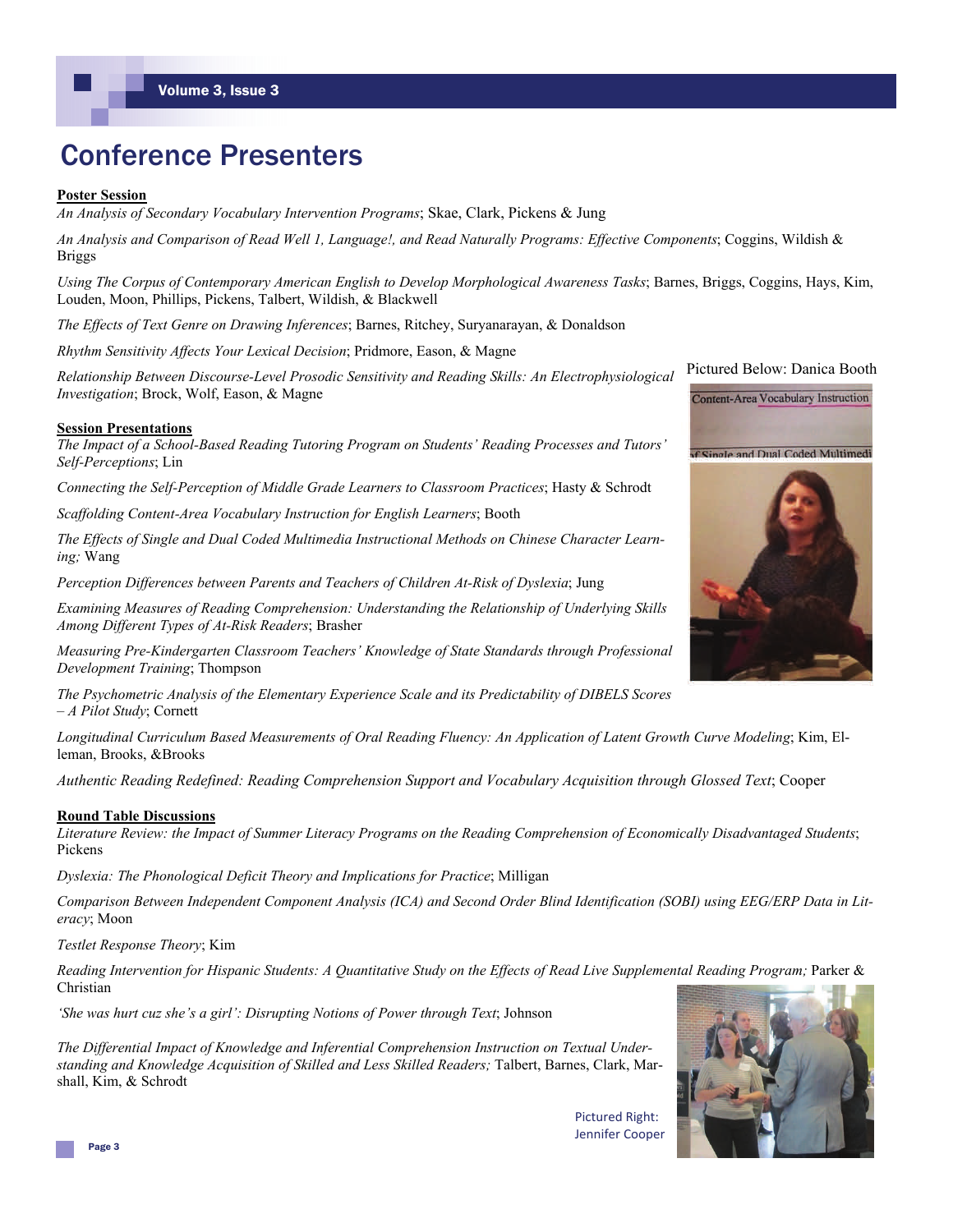# Conference Presenters

**Poster Session**

*An Analysis of Secondary Vocabulary Intervention Programs*; Skae, Clark, Pickens & Jung

*An Analysis and Comparison of Read Well 1, Language!, and Read Naturally Programs: Effective Components*; Coggins, Wildish & Briggs

*Using The Corpus of Contemporary American English to Develop Morphological Awareness Tasks*; Barnes, Briggs, Coggins, Hays, Kim, Louden, Moon, Phillips, Pickens, Talbert, Wildish, & Blackwell

*The Effects of Text Genre on Drawing Inferences*; Barnes, Ritchey, Suryanarayan, & Donaldson

*Rhythm Sensitivity Affects Your Lexical Decision*; Pridmore, Eason, & Magne

*Relationship Between Discourse-Level Prosodic Sensitivity and Reading Skills: An Electrophysiological Investigation*; Brock, Wolf, Eason, & Magne

**Session Presentations**

*The Impact of a School-Based Reading Tutoring Program on Students' Reading Processes and Tutors' Self-Perceptions*; Lin

*Connecting the Self-Perception of Middle Grade Learners to Classroom Practices*; Hasty & Schrodt

*Scaffolding Content-Area Vocabulary Instruction for English Learners*; Booth

*The Effects of Single and Dual Coded Multimedia Instructional Methods on Chinese Character Learning;* Wang

*Perception Differences between Parents and Teachers of Children At-Risk of Dyslexia*; Jung

*Examining Measures of Reading Comprehension: Understanding the Relationship of Underlying Skills Among Different Types of At-Risk Readers*; Brasher

*Measuring Pre-Kindergarten Classroom Teachers' Knowledge of State Standards through Professional Development Training*; Thompson

*The Psychometric Analysis of the Elementary Experience Scale and its Predictability of DIBELS Scores – A Pilot Study*; Cornett

*Longitudinal Curriculum Based Measurements of Oral Reading Fluency: An Application of Latent Growth Curve Modeling*; Kim, Elleman, Brooks, &Brooks

*Authentic Reading Redefined: Reading Comprehension Support and Vocabulary Acquisition through Glossed Text*; Cooper

Pictured Below: Danica Booth

**Round Table Discussions**

*Literature Review: the Impact of Summer Literacy Programs on the Reading Comprehension of Economically Disadvantaged Students*; Pickens

*Dyslexia: The Phonological Deficit Theory and Implications for Practice*; Milligan

*Comparison Between Independent Component Analysis (ICA) and Second Order Blind Identification (SOBI) using EEG/ERP Data in Literacy*; Moon

*Testlet Response Theory*; Kim

*Reading Intervention for Hispanic Students: A Quantitative Study on the Effects of Read Live Supplemental Reading Program;* Parker & Christian

*'She was hurt cuz she's a girl': Disrupting Notions of Power through Text*; Johnson

*The Differential Impact of Knowledge and Inferential Comprehension Instruction on Textual Understanding and Knowledge Acquisition of Skilled and Less Skilled Readers;* Talbert, Barnes, Clark, Marshall, Kim, & Schrodt

Pictured Right: Jennifer Cooper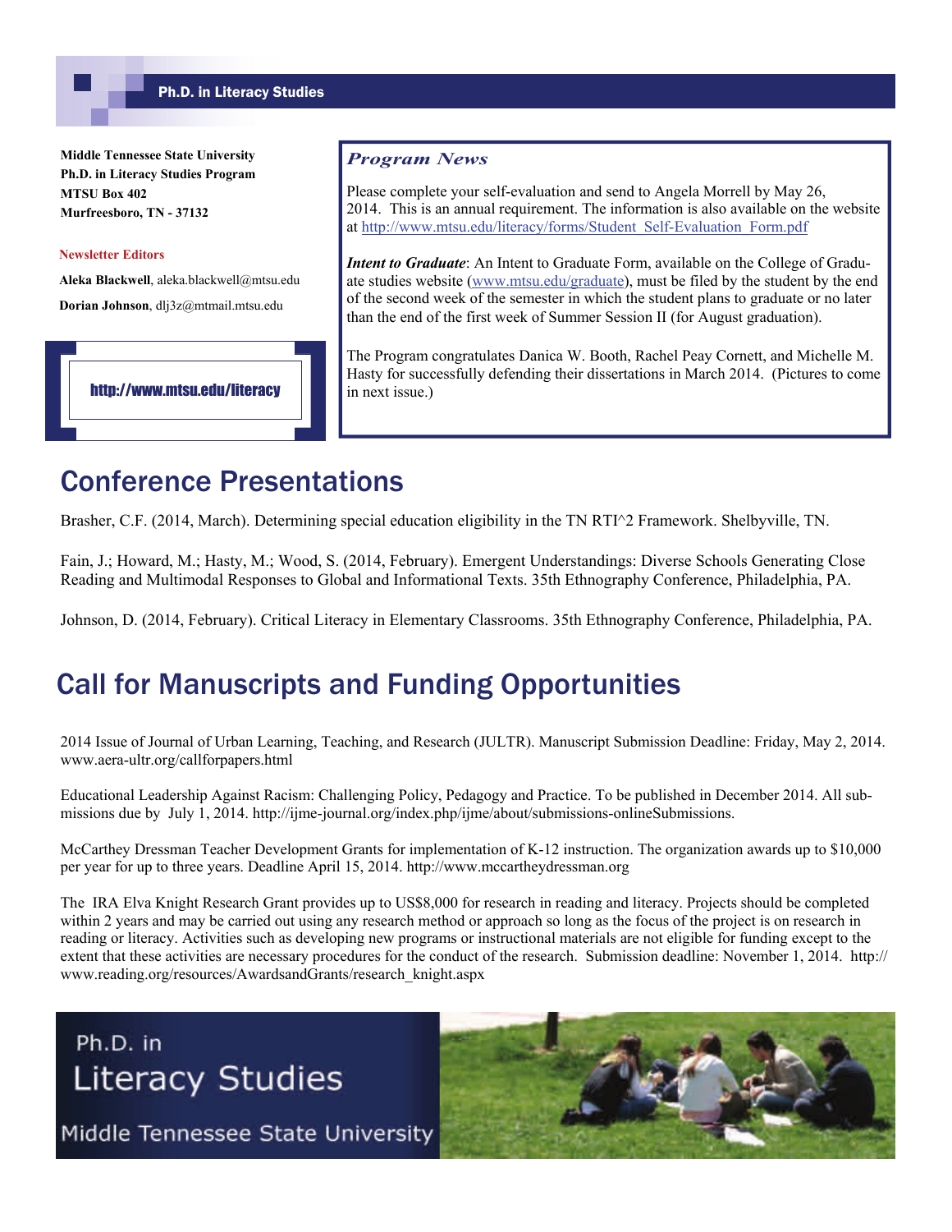**Middle Tennessee State University**
**Ph.D. in Literacy Studies Program**
**MTSU Box 402**
**Murfreesboro, TN - 37132**

**Newsletter Editors**

**Aleka Blackwell**, aleka.blackwell@mtsu.edu

**Dorian Johnson**, dlj3z@mtmail.mtsu.edu

http://www.mtsu.edu/literacy

## *Program News*

Please complete your self-evaluation and send to Angela Morrell by May 26, 2014. This is an annual requirement. The information is also available on the website at http://www.mtsu.edu/literacy/forms/Student_Self-Evaluation_Form.pdf

***Intent to Graduate***: An Intent to Graduate Form, available on the College of Graduate studies website (www.mtsu.edu/graduate), must be filed by the student by the end of the second week of the semester in which the student plans to graduate or no later than the end of the first week of Summer Session II (for August graduation).

The Program congratulates Danica W. Booth, Rachel Peay Cornett, and Michelle M. Hasty for successfully defending their dissertations in March 2014. (Pictures to come in next issue.)

# Conference Presentations

Brasher, C.F. (2014, March). Determining special education eligibility in the TN RTI^2 Framework. Shelbyville, TN.

Fain, J.; Howard, M.; Hasty, M.; Wood, S. (2014, February). Emergent Understandings: Diverse Schools Generating Close Reading and Multimodal Responses to Global and Informational Texts. 35th Ethnography Conference, Philadelphia, PA.

Johnson, D. (2014, February). Critical Literacy in Elementary Classrooms. 35th Ethnography Conference, Philadelphia, PA.

# Call for Manuscripts and Funding Opportunities

2014 Issue of Journal of Urban Learning, Teaching, and Research (JULTR). Manuscript Submission Deadline: Friday, May 2, 2014. www.aera-ultr.org/callforpapers.html

Educational Leadership Against Racism: Challenging Policy, Pedagogy and Practice. To be published in December 2014. All submissions due by July 1, 2014. http://ijme-journal.org/index.php/ijme/about/submissions-onlineSubmissions.

McCarthey Dressman Teacher Development Grants for implementation of K-12 instruction. The organization awards up to $10,000 per year for up to three years. Deadline April 15, 2014. http://www.mccartheydressman.org

The IRA Elva Knight Research Grant provides up to US$8,000 for research in reading and literacy. Projects should be completed within 2 years and may be carried out using any research method or approach so long as the focus of the project is on research in reading or literacy. Activities such as developing new programs or instructional materials are not eligible for funding except to the extent that these activities are necessary procedures for the conduct of the research. Submission deadline: November 1, 2014. http://www.reading.org/resources/AwardsandGrants/research_knight.aspx

Ph.D. in
Literacy Studies
Middle Tennessee State University